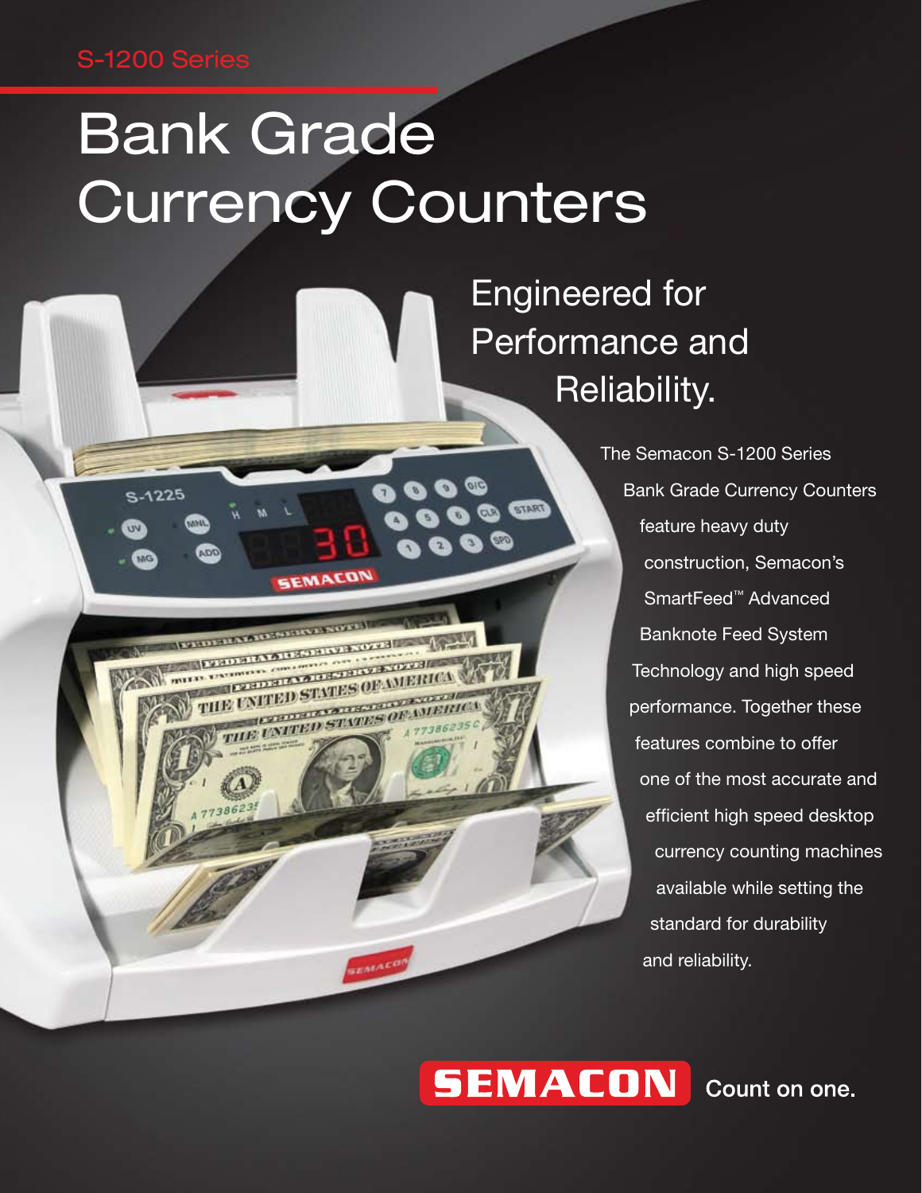S-1200 Series

# Bank Grade Currency Counters

## Engineered for Performance and Reliability.

The Semacon S-1200 Series Bank Grade Currency Counters feature heavy duty construction, Semacon's SmartFeed™ Advanced Banknote Feed System Technology and high speed performance. Together these features combine to offer one of the most accurate and efficient high speed desktop currency counting machines available while setting the standard for durability and reliability.

**SEMACON** Count on one.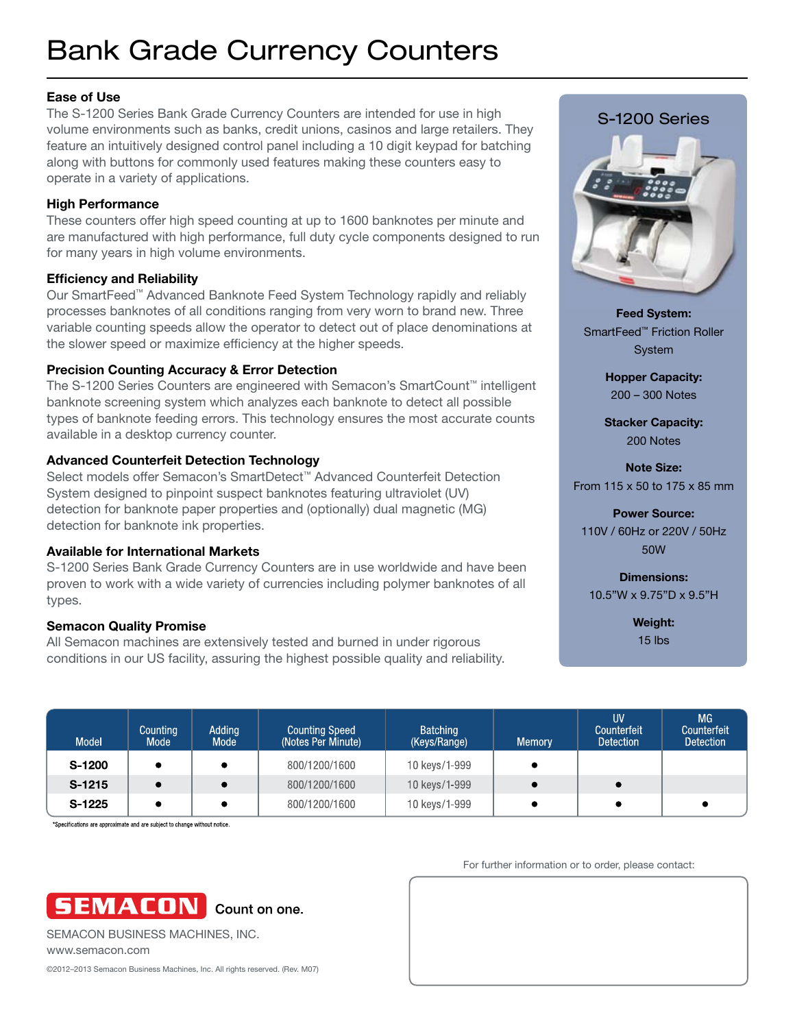# Bank Grade Currency Counters

### Ease of Use

The S-1200 Series Bank Grade Currency Counters are intended for use in high volume environments such as banks, credit unions, casinos and large retailers. They feature an intuitively designed control panel including a 10 digit keypad for batching along with buttons for commonly used features making these counters easy to operate in a variety of applications.

### High Performance

These counters offer high speed counting at up to 1600 banknotes per minute and are manufactured with high performance, full duty cycle components designed to run for many years in high volume environments.

### Efficiency and Reliability

Our SmartFeed™ Advanced Banknote Feed System Technology rapidly and reliably processes banknotes of all conditions ranging from very worn to brand new. Three variable counting speeds allow the operator to detect out of place denominations at the slower speed or maximize efficiency at the higher speeds.

### Precision Counting Accuracy & Error Detection

The S-1200 Series Counters are engineered with Semacon's SmartCount™ intelligent banknote screening system which analyzes each banknote to detect all possible types of banknote feeding errors. This technology ensures the most accurate counts available in a desktop currency counter.

### Advanced Counterfeit Detection Technology

Select models offer Semacon's SmartDetect™ Advanced Counterfeit Detection System designed to pinpoint suspect banknotes featuring ultraviolet (UV) detection for banknote paper properties and (optionally) dual magnetic (MG) detection for banknote ink properties.

### Available for International Markets

S-1200 Series Bank Grade Currency Counters are in use worldwide and have been proven to work with a wide variety of currencies including polymer banknotes of all types.

### Semacon Quality Promise

All Semacon machines are extensively tested and burned in under rigorous conditions in our US facility, assuring the highest possible quality and reliability.

## S-1200 Series

**Feed System:**
SmartFeed™ Friction Roller System

**Hopper Capacity:**
200 – 300 Notes

**Stacker Capacity:**
200 Notes

**Note Size:**
From 115 x 50 to 175 x 85 mm

**Power Source:**
110V / 60Hz or 220V / 50Hz
50W

**Dimensions:**
10.5"W x 9.75"D x 9.5"H

**Weight:**
15 lbs

| Model | Counting Mode | Adding Mode | Counting Speed (Notes Per Minute) | Batching (Keys/Range) | Memory | UV Counterfeit Detection | MG Counterfeit Detection |
|---|---|---|---|---|---|---|---|
| **S-1200** | ● | ● | 800/1200/1600 | 10 keys/1-999 | ● | | |
| **S-1215** | ● | ● | 800/1200/1600 | 10 keys/1-999 | ● | ● | |
| **S-1225** | ● | ● | 800/1200/1600 | 10 keys/1-999 | ● | ● | ● |

*Specifications are approximate and are subject to change without notice.

For further information or to order, please contact:

SEMACON Count on one.

SEMACON BUSINESS MACHINES, INC.
www.semacon.com

©2012–2013 Semacon Business Machines, Inc. All rights reserved. (Rev. M07)